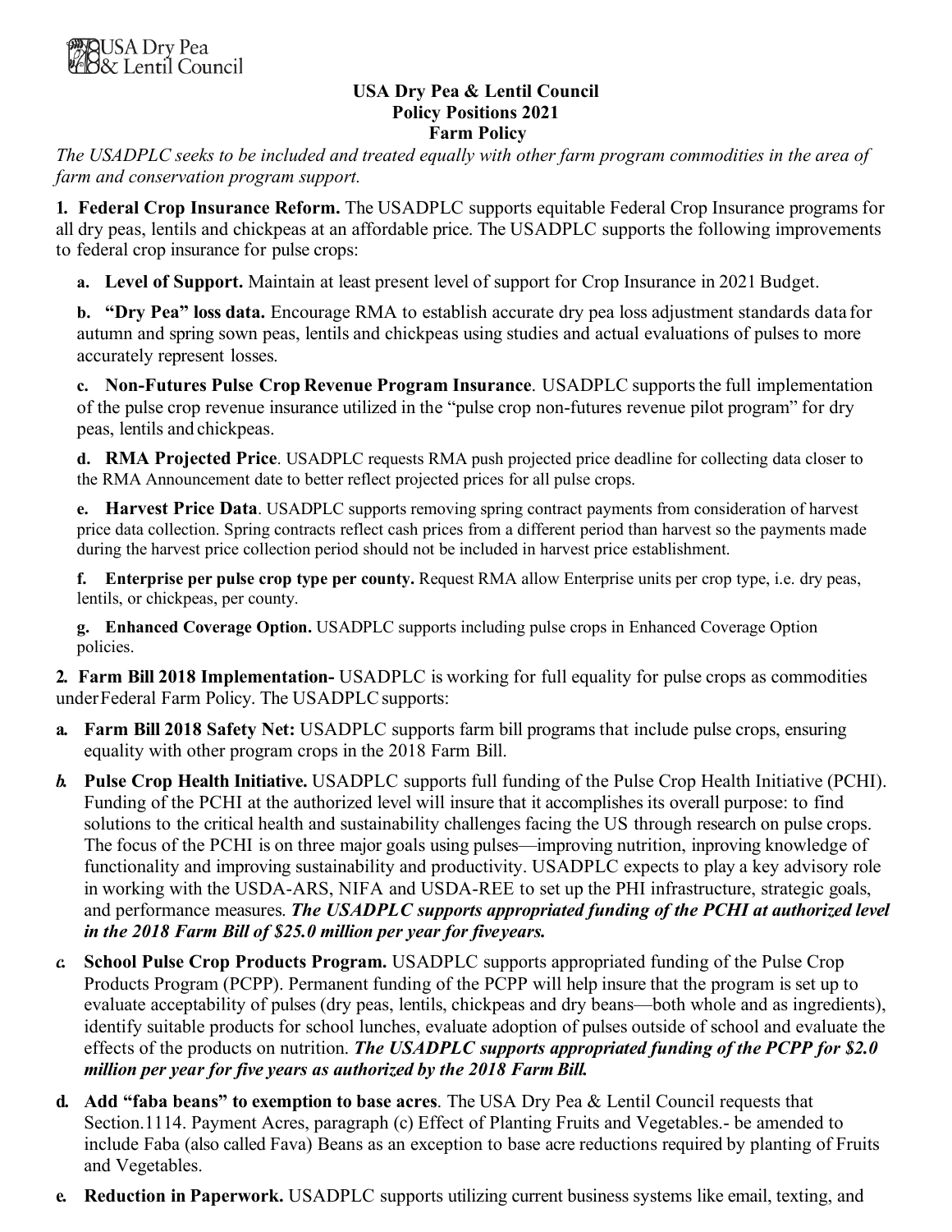USA Dry Pea & Lentil Council

# USA Dry Pea & Lentil Council
## Policy Positions 2021
## Farm Policy

*The USADPLC seeks to be included and treated equally with other farm program commodities in the area of farm and conservation program support.*

**1. Federal Crop Insurance Reform.** The USADPLC supports equitable Federal Crop Insurance programs for all dry peas, lentils and chickpeas at an affordable price. The USADPLC supports the following improvements to federal crop insurance for pulse crops:

**a. Level of Support.** Maintain at least present level of support for Crop Insurance in 2021 Budget.

**b. "Dry Pea" loss data.** Encourage RMA to establish accurate dry pea loss adjustment standards data for autumn and spring sown peas, lentils and chickpeas using studies and actual evaluations of pulses to more accurately represent losses.

**c. Non-Futures Pulse Crop Revenue Program Insurance**. USADPLC supports the full implementation of the pulse crop revenue insurance utilized in the "pulse crop non-futures revenue pilot program" for dry peas, lentils and chickpeas.

**d. RMA Projected Price**. USADPLC requests RMA push projected price deadline for collecting data closer to the RMA Announcement date to better reflect projected prices for all pulse crops.

**e. Harvest Price Data**. USADPLC supports removing spring contract payments from consideration of harvest price data collection. Spring contracts reflect cash prices from a different period than harvest so the payments made during the harvest price collection period should not be included in harvest price establishment.

**f. Enterprise per pulse crop type per county.** Request RMA allow Enterprise units per crop type, i.e. dry peas, lentils, or chickpeas, per county.

**g. Enhanced Coverage Option.** USADPLC supports including pulse crops in Enhanced Coverage Option policies.

**2. Farm Bill 2018 Implementation-** USADPLC is working for full equality for pulse crops as commodities under Federal Farm Policy. The USADPLC supports:

**a. Farm Bill 2018 Safety Net:** USADPLC supports farm bill programs that include pulse crops, ensuring equality with other program crops in the 2018 Farm Bill.

***b.*** **Pulse Crop Health Initiative.** USADPLC supports full funding of the Pulse Crop Health Initiative (PCHI). Funding of the PCHI at the authorized level will insure that it accomplishes its overall purpose: to find solutions to the critical health and sustainability challenges facing the US through research on pulse crops. The focus of the PCHI is on three major goals using pulses—improving nutrition, inproving knowledge of functionality and improving sustainability and productivity. USADPLC expects to play a key advisory role in working with the USDA-ARS, NIFA and USDA-REE to set up the PHI infrastructure, strategic goals, and performance measures. ***The USADPLC supports appropriated funding of the PCHI at authorized level in the 2018 Farm Bill of $25.0 million per year for five years.***

***c.*** **School Pulse Crop Products Program.** USADPLC supports appropriated funding of the Pulse Crop Products Program (PCPP). Permanent funding of the PCPP will help insure that the program is set up to evaluate acceptability of pulses (dry peas, lentils, chickpeas and dry beans—both whole and as ingredients), identify suitable products for school lunches, evaluate adoption of pulses outside of school and evaluate the effects of the products on nutrition. ***The USADPLC supports appropriated funding of the PCPP for $2.0 million per year for five years as authorized by the 2018 Farm Bill.***

**d. Add "faba beans" to exemption to base acres**. The USA Dry Pea & Lentil Council requests that Section.1114. Payment Acres, paragraph (c) Effect of Planting Fruits and Vegetables.- be amended to include Faba (also called Fava) Beans as an exception to base acre reductions required by planting of Fruits and Vegetables.

**e. Reduction in Paperwork.** USADPLC supports utilizing current business systems like email, texting, and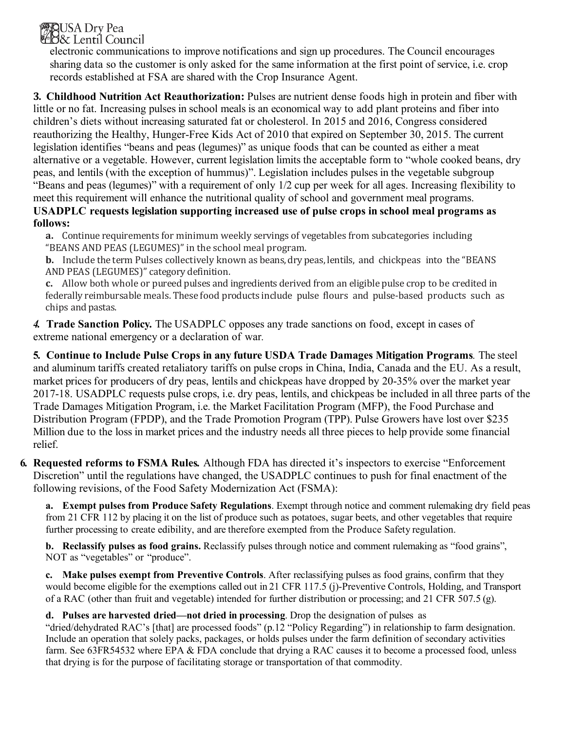electronic communications to improve notifications and sign up procedures. The Council encourages sharing data so the customer is only asked for the same information at the first point of service, i.e. crop records established at FSA are shared with the Crop Insurance Agent.

**3. Childhood Nutrition Act Reauthorization:** Pulses are nutrient dense foods high in protein and fiber with little or no fat. Increasing pulses in school meals is an economical way to add plant proteins and fiber into children's diets without increasing saturated fat or cholesterol. In 2015 and 2016, Congress considered reauthorizing the Healthy, Hunger-Free Kids Act of 2010 that expired on September 30, 2015. The current legislation identifies "beans and peas (legumes)" as unique foods that can be counted as either a meat alternative or a vegetable. However, current legislation limits the acceptable form to "whole cooked beans, dry peas, and lentils (with the exception of hummus)". Legislation includes pulses in the vegetable subgroup "Beans and peas (legumes)" with a requirement of only 1/2 cup per week for all ages. Increasing flexibility to meet this requirement will enhance the nutritional quality of school and government meal programs.
**USADPLC requests legislation supporting increased use of pulse crops in school meal programs as follows:**

**a.** Continue requirements for minimum weekly servings of vegetables from subcategories including "BEANS AND PEAS (LEGUMES)" in the school meal program.

**b.** Include the term Pulses collectively known as beans, dry peas, lentils, and chickpeas into the "BEANS AND PEAS (LEGUMES)" category definition.

**c.** Allow both whole or pureed pulses and ingredients derived from an eligible pulse crop to be credited in federally reimbursable meals. These food products include pulse flours and pulse-based products such as chips and pastas.

***4.* Trade Sanction Policy.** The USADPLC opposes any trade sanctions on food, except in cases of extreme national emergency or a declaration of war.

**5. Continue to Include Pulse Crops in any future USDA Trade Damages Mitigation Programs**. The steel and aluminum tariffs created retaliatory tariffs on pulse crops in China, India, Canada and the EU. As a result, market prices for producers of dry peas, lentils and chickpeas have dropped by 20-35% over the market year 2017-18. USADPLC requests pulse crops, i.e. dry peas, lentils, and chickpeas be included in all three parts of the Trade Damages Mitigation Program, i.e. the Market Facilitation Program (MFP), the Food Purchase and Distribution Program (FPDP), and the Trade Promotion Program (TPP). Pulse Growers have lost over $235 Million due to the loss in market prices and the industry needs all three pieces to help provide some financial relief.

**6. Requested reforms to FSMA Rules.** Although FDA has directed it's inspectors to exercise "Enforcement Discretion" until the regulations have changed, the USADPLC continues to push for final enactment of the following revisions, of the Food Safety Modernization Act (FSMA):

**a. Exempt pulses from Produce Safety Regulations**. Exempt through notice and comment rulemaking dry field peas from 21 CFR 112 by placing it on the list of produce such as potatoes, sugar beets, and other vegetables that require further processing to create edibility, and are therefore exempted from the Produce Safety regulation.

**b. Reclassify pulses as food grains.** Reclassify pulses through notice and comment rulemaking as "food grains", NOT as "vegetables" or "produce".

**c. Make pulses exempt from Preventive Controls**. After reclassifying pulses as food grains, confirm that they would become eligible for the exemptions called out in 21 CFR 117.5 (j)-Preventive Controls, Holding, and Transport of a RAC (other than fruit and vegetable) intended for further distribution or processing; and 21 CFR 507.5 (g).

**d. Pulses are harvested dried—not dried in processing**. Drop the designation of pulses as "dried/dehydrated RAC's [that] are processed foods" (p.12 "Policy Regarding") in relationship to farm designation. Include an operation that solely packs, packages, or holds pulses under the farm definition of secondary activities farm. See 63FR54532 where EPA & FDA conclude that drying a RAC causes it to become a processed food, unless that drying is for the purpose of facilitating storage or transportation of that commodity.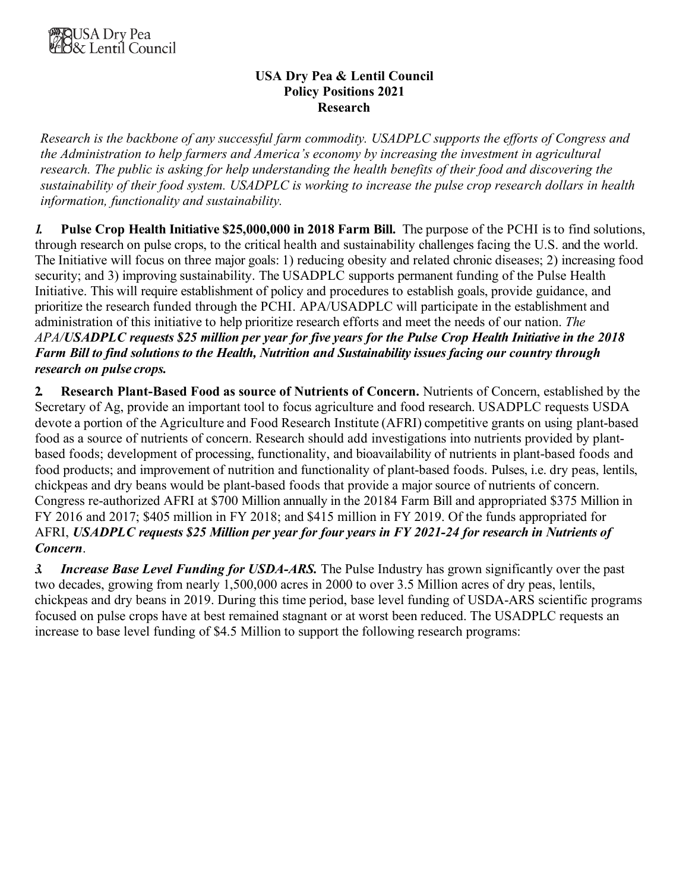USA Dry Pea & Lentil Council

**USA Dry Pea & Lentil Council**
**Policy Positions 2021**
**Research**

*Research is the backbone of any successful farm commodity. USADPLC supports the efforts of Congress and the Administration to help farmers and America's economy by increasing the investment in agricultural research. The public is asking for help understanding the health benefits of their food and discovering the sustainability of their food system. USADPLC is working to increase the pulse crop research dollars in health information, functionality and sustainability.*

**1. Pulse Crop Health Initiative $25,000,000 in 2018 Farm Bill.** The purpose of the PCHI is to find solutions, through research on pulse crops, to the critical health and sustainability challenges facing the U.S. and the world. The Initiative will focus on three major goals: 1) reducing obesity and related chronic diseases; 2) increasing food security; and 3) improving sustainability. The USADPLC supports permanent funding of the Pulse Health Initiative. This will require establishment of policy and procedures to establish goals, provide guidance, and prioritize the research funded through the PCHI. APA/USADPLC will participate in the establishment and administration of this initiative to help prioritize research efforts and meet the needs of our nation. *The APA/**USADPLC requests $25 million per year for five years for the Pulse Crop Health Initiative in the 2018 Farm Bill to find solutions to the Health, Nutrition and Sustainability issues facing our country through research on pulse crops.***

**2. Research Plant-Based Food as source of Nutrients of Concern.** Nutrients of Concern, established by the Secretary of Ag, provide an important tool to focus agriculture and food research. USADPLC requests USDA devote a portion of the Agriculture and Food Research Institute (AFRI) competitive grants on using plant-based food as a source of nutrients of concern. Research should add investigations into nutrients provided by plant-based foods; development of processing, functionality, and bioavailability of nutrients in plant-based foods and food products; and improvement of nutrition and functionality of plant-based foods. Pulses, i.e. dry peas, lentils, chickpeas and dry beans would be plant-based foods that provide a major source of nutrients of concern. Congress re-authorized AFRI at $700 Million annually in the 20184 Farm Bill and appropriated $375 Million in FY 2016 and 2017; $405 million in FY 2018; and $415 million in FY 2019. Of the funds appropriated for AFRI, ***USADPLC requests $25 Million per year for four years in FY 2021-24 for research in Nutrients of Concern***.

***3. Increase Base Level Funding for USDA-ARS.*** The Pulse Industry has grown significantly over the past two decades, growing from nearly 1,500,000 acres in 2000 to over 3.5 Million acres of dry peas, lentils, chickpeas and dry beans in 2019. During this time period, base level funding of USDA-ARS scientific programs focused on pulse crops have at best remained stagnant or at worst been reduced. The USADPLC requests an increase to base level funding of $4.5 Million to support the following research programs: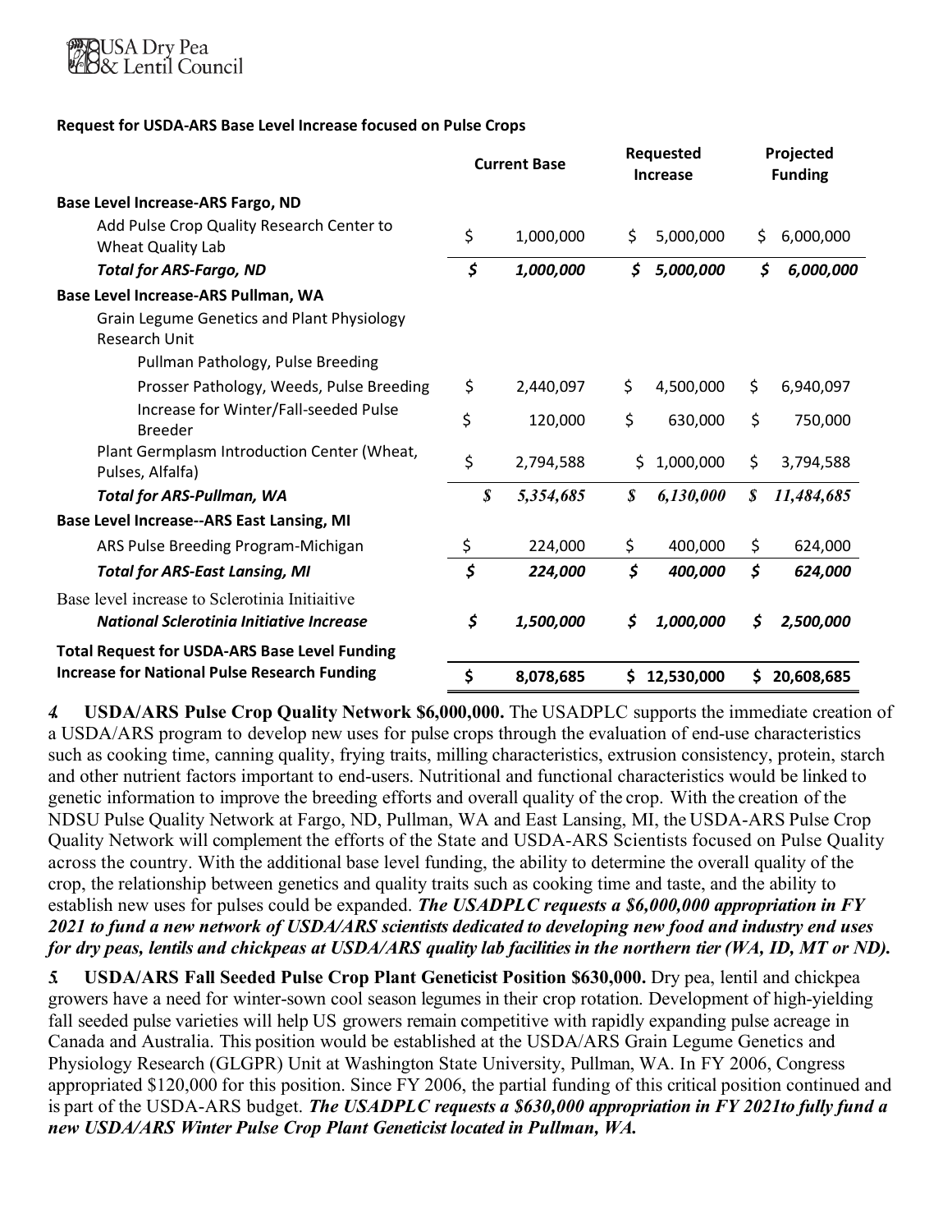**Request for USDA-ARS Base Level Increase focused on Pulse Crops**

| | Current Base | Requested Increase | Projected Funding |
|---|---|---|---|
| **Base Level Increase-ARS Fargo, ND** | | | |
| Add Pulse Crop Quality Research Center to Wheat Quality Lab | $ 1,000,000 | $ 5,000,000 | $ 6,000,000 |
| ***Total for ARS-Fargo, ND*** | ***$ 1,000,000*** | ***$ 5,000,000*** | ***$ 6,000,000*** |
| **Base Level Increase-ARS Pullman, WA** | | | |
| Grain Legume Genetics and Plant Physiology Research Unit | | | |
| Pullman Pathology, Pulse Breeding | | | |
| Prosser Pathology, Weeds, Pulse Breeding | $ 2,440,097 | $ 4,500,000 | $ 6,940,097 |
| Increase for Winter/Fall-seeded Pulse Breeder | $ 120,000 | $ 630,000 | $ 750,000 |
| Plant Germplasm Introduction Center (Wheat, Pulses, Alfalfa) | $ 2,794,588 | $ 1,000,000 | $ 3,794,588 |
| ***Total for ARS-Pullman, WA*** | ***$ 5,354,685*** | ***$ 6,130,000*** | ***$ 11,484,685*** |
| **Base Level Increase--ARS East Lansing, MI** | | | |
| ARS Pulse Breeding Program-Michigan | $ 224,000 | $ 400,000 | $ 624,000 |
| ***Total for ARS-East Lansing, MI*** | ***$ 224,000*** | ***$ 400,000*** | ***$ 624,000*** |
| Base level increase to Sclerotinia Initiaitive | | | |
| ***National Sclerotinia Initiative Increase*** | ***$ 1,500,000*** | ***$ 1,000,000*** | ***$ 2,500,000*** |
| **Total Request for USDA-ARS Base Level Funding Increase for National Pulse Research Funding** | **$ 8,078,685** | **$ 12,530,000** | **$ 20,608,685** |

**4. USDA/ARS Pulse Crop Quality Network $6,000,000.** The USADPLC supports the immediate creation of a USDA/ARS program to develop new uses for pulse crops through the evaluation of end-use characteristics such as cooking time, canning quality, frying traits, milling characteristics, extrusion consistency, protein, starch and other nutrient factors important to end-users. Nutritional and functional characteristics would be linked to genetic information to improve the breeding efforts and overall quality of the crop. With the creation of the NDSU Pulse Quality Network at Fargo, ND, Pullman, WA and East Lansing, MI, the USDA-ARS Pulse Crop Quality Network will complement the efforts of the State and USDA-ARS Scientists focused on Pulse Quality across the country. With the additional base level funding, the ability to determine the overall quality of the crop, the relationship between genetics and quality traits such as cooking time and taste, and the ability to establish new uses for pulses could be expanded. ***The USADPLC requests a $6,000,000 appropriation in FY 2021 to fund a new network of USDA/ARS scientists dedicated to developing new food and industry end uses for dry peas, lentils and chickpeas at USDA/ARS quality lab facilities in the northern tier (WA, ID, MT or ND).***

**5. USDA/ARS Fall Seeded Pulse Crop Plant Geneticist Position $630,000.** Dry pea, lentil and chickpea growers have a need for winter-sown cool season legumes in their crop rotation. Development of high-yielding fall seeded pulse varieties will help US growers remain competitive with rapidly expanding pulse acreage in Canada and Australia. This position would be established at the USDA/ARS Grain Legume Genetics and Physiology Research (GLGPR) Unit at Washington State University, Pullman, WA. In FY 2006, Congress appropriated $120,000 for this position. Since FY 2006, the partial funding of this critical position continued and is part of the USDA-ARS budget. ***The USADPLC requests a $630,000 appropriation in FY 2021to fully fund a new USDA/ARS Winter Pulse Crop Plant Geneticist located in Pullman, WA.***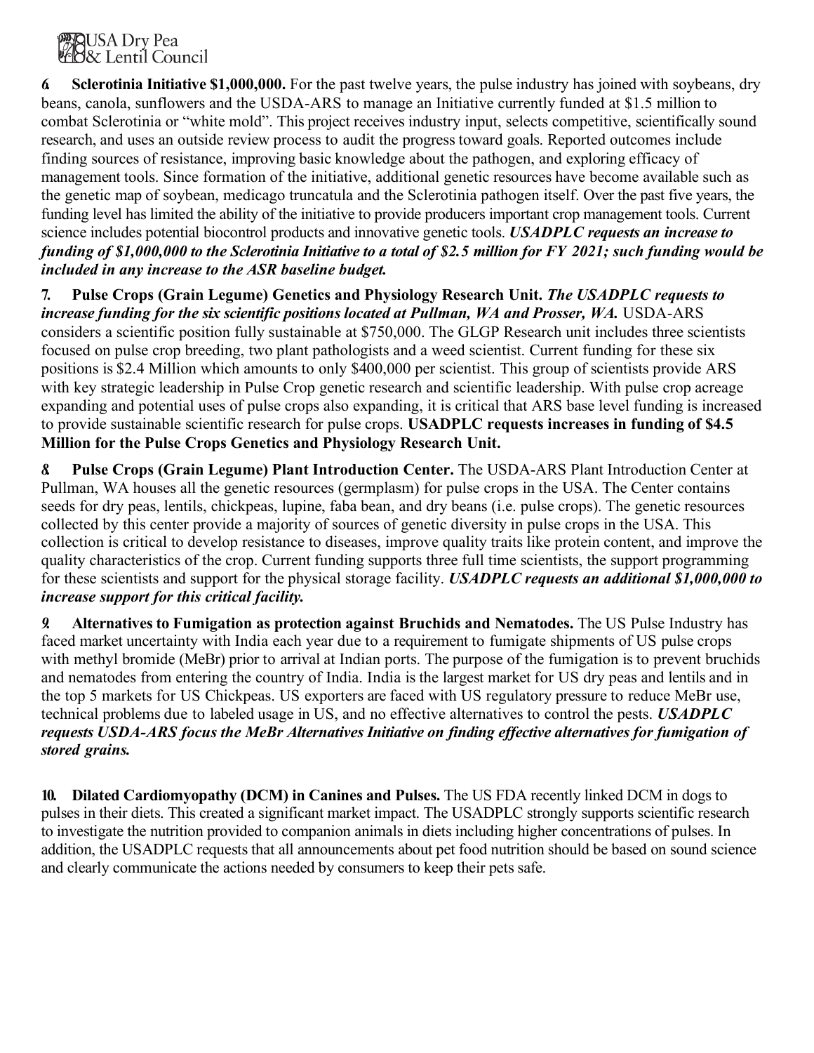**6. Sclerotinia Initiative $1,000,000.** For the past twelve years, the pulse industry has joined with soybeans, dry beans, canola, sunflowers and the USDA-ARS to manage an Initiative currently funded at $1.5 million to combat Sclerotinia or "white mold". This project receives industry input, selects competitive, scientifically sound research, and uses an outside review process to audit the progress toward goals. Reported outcomes include finding sources of resistance, improving basic knowledge about the pathogen, and exploring efficacy of management tools. Since formation of the initiative, additional genetic resources have become available such as the genetic map of soybean, medicago truncatula and the Sclerotinia pathogen itself. Over the past five years, the funding level has limited the ability of the initiative to provide producers important crop management tools. Current science includes potential biocontrol products and innovative genetic tools. ***USADPLC requests an increase to funding of $1,000,000 to the Sclerotinia Initiative to a total of $2.5 million for FY 2021; such funding would be included in any increase to the ASR baseline budget.***

**7. Pulse Crops (Grain Legume) Genetics and Physiology Research Unit.** ***The USADPLC requests to increase funding for the six scientific positions located at Pullman, WA and Prosser, WA.*** USDA-ARS considers a scientific position fully sustainable at $750,000. The GLGP Research unit includes three scientists focused on pulse crop breeding, two plant pathologists and a weed scientist. Current funding for these six positions is $2.4 Million which amounts to only $400,000 per scientist. This group of scientists provide ARS with key strategic leadership in Pulse Crop genetic research and scientific leadership. With pulse crop acreage expanding and potential uses of pulse crops also expanding, it is critical that ARS base level funding is increased to provide sustainable scientific research for pulse crops. **USADPLC requests increases in funding of $4.5 Million for the Pulse Crops Genetics and Physiology Research Unit.**

**8. Pulse Crops (Grain Legume) Plant Introduction Center.** The USDA-ARS Plant Introduction Center at Pullman, WA houses all the genetic resources (germplasm) for pulse crops in the USA. The Center contains seeds for dry peas, lentils, chickpeas, lupine, faba bean, and dry beans (i.e. pulse crops). The genetic resources collected by this center provide a majority of sources of genetic diversity in pulse crops in the USA. This collection is critical to develop resistance to diseases, improve quality traits like protein content, and improve the quality characteristics of the crop. Current funding supports three full time scientists, the support programming for these scientists and support for the physical storage facility. ***USADPLC requests an additional $1,000,000 to increase support for this critical facility.***

**9. Alternatives to Fumigation as protection against Bruchids and Nematodes.** The US Pulse Industry has faced market uncertainty with India each year due to a requirement to fumigate shipments of US pulse crops with methyl bromide (MeBr) prior to arrival at Indian ports. The purpose of the fumigation is to prevent bruchids and nematodes from entering the country of India. India is the largest market for US dry peas and lentils and in the top 5 markets for US Chickpeas. US exporters are faced with US regulatory pressure to reduce MeBr use, technical problems due to labeled usage in US, and no effective alternatives to control the pests. ***USADPLC requests USDA-ARS focus the MeBr Alternatives Initiative on finding effective alternatives for fumigation of stored grains.***

**10. Dilated Cardiomyopathy (DCM) in Canines and Pulses.** The US FDA recently linked DCM in dogs to pulses in their diets. This created a significant market impact. The USADPLC strongly supports scientific research to investigate the nutrition provided to companion animals in diets including higher concentrations of pulses. In addition, the USADPLC requests that all announcements about pet food nutrition should be based on sound science and clearly communicate the actions needed by consumers to keep their pets safe.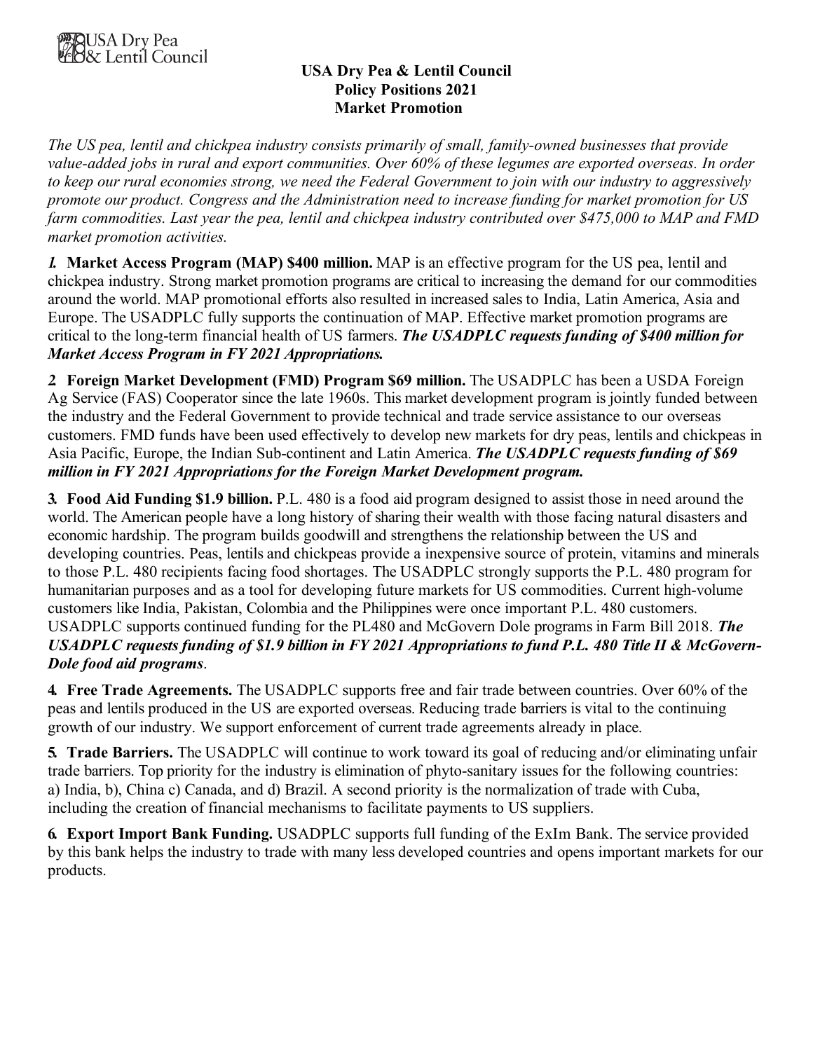USA Dry Pea & Lentil Council

# USA Dry Pea & Lentil Council
## Policy Positions 2021
## Market Promotion

*The US pea, lentil and chickpea industry consists primarily of small, family-owned businesses that provide value-added jobs in rural and export communities. Over 60% of these legumes are exported overseas. In order to keep our rural economies strong, we need the Federal Government to join with our industry to aggressively promote our product. Congress and the Administration need to increase funding for market promotion for US farm commodities. Last year the pea, lentil and chickpea industry contributed over $475,000 to MAP and FMD market promotion activities.*

**1. Market Access Program (MAP) $400 million.** MAP is an effective program for the US pea, lentil and chickpea industry. Strong market promotion programs are critical to increasing the demand for our commodities around the world. MAP promotional efforts also resulted in increased sales to India, Latin America, Asia and Europe. The USADPLC fully supports the continuation of MAP. Effective market promotion programs are critical to the long-term financial health of US farmers. ***The USADPLC requests funding of $400 million for Market Access Program in FY 2021 Appropriations.***

**2 Foreign Market Development (FMD) Program $69 million.** The USADPLC has been a USDA Foreign Ag Service (FAS) Cooperator since the late 1960s. This market development program is jointly funded between the industry and the Federal Government to provide technical and trade service assistance to our overseas customers. FMD funds have been used effectively to develop new markets for dry peas, lentils and chickpeas in Asia Pacific, Europe, the Indian Sub-continent and Latin America. ***The USADPLC requests funding of $69 million in FY 2021 Appropriations for the Foreign Market Development program.***

**3. Food Aid Funding $1.9 billion.** P.L. 480 is a food aid program designed to assist those in need around the world. The American people have a long history of sharing their wealth with those facing natural disasters and economic hardship. The program builds goodwill and strengthens the relationship between the US and developing countries. Peas, lentils and chickpeas provide a inexpensive source of protein, vitamins and minerals to those P.L. 480 recipients facing food shortages. The USADPLC strongly supports the P.L. 480 program for humanitarian purposes and as a tool for developing future markets for US commodities. Current high-volume customers like India, Pakistan, Colombia and the Philippines were once important P.L. 480 customers. USADPLC supports continued funding for the PL480 and McGovern Dole programs in Farm Bill 2018. ***The USADPLC requests funding of $1.9 billion in FY 2021 Appropriations to fund P.L. 480 Title II & McGovern-Dole food aid programs***.

**4. Free Trade Agreements.** The USADPLC supports free and fair trade between countries. Over 60% of the peas and lentils produced in the US are exported overseas. Reducing trade barriers is vital to the continuing growth of our industry. We support enforcement of current trade agreements already in place.

**5. Trade Barriers.** The USADPLC will continue to work toward its goal of reducing and/or eliminating unfair trade barriers. Top priority for the industry is elimination of phyto-sanitary issues for the following countries: a) India, b), China c) Canada, and d) Brazil. A second priority is the normalization of trade with Cuba, including the creation of financial mechanisms to facilitate payments to US suppliers.

**6. Export Import Bank Funding.** USADPLC supports full funding of the ExIm Bank. The service provided by this bank helps the industry to trade with many less developed countries and opens important markets for our products.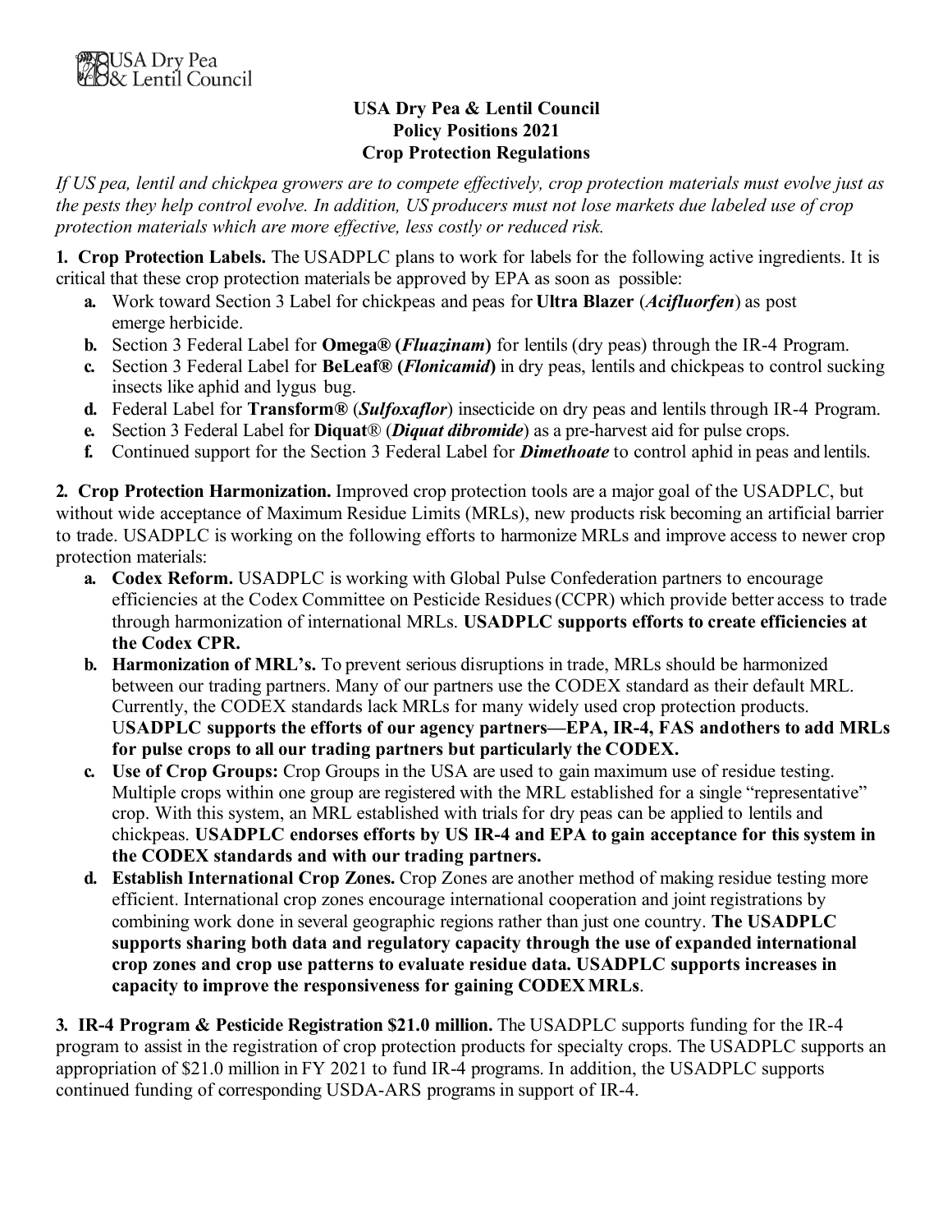USA Dry Pea & Lentil Council

# USA Dry Pea & Lentil Council
## Policy Positions 2021
## Crop Protection Regulations

*If US pea, lentil and chickpea growers are to compete effectively, crop protection materials must evolve just as the pests they help control evolve. In addition, US producers must not lose markets due labeled use of crop protection materials which are more effective, less costly or reduced risk.*

**1. Crop Protection Labels.** The USADPLC plans to work for labels for the following active ingredients. It is critical that these crop protection materials be approved by EPA as soon as possible:

- **a.** Work toward Section 3 Label for chickpeas and peas for **Ultra Blazer** (***Acifluorfen***) as post emerge herbicide.
- **b.** Section 3 Federal Label for **Omega® (*Fluazinam*)** for lentils (dry peas) through the IR-4 Program.
- **c.** Section 3 Federal Label for **BeLeaf® (*Flonicamid*)** in dry peas, lentils and chickpeas to control sucking insects like aphid and lygus bug.
- **d.** Federal Label for **Transform®** (***Sulfoxaflor***) insecticide on dry peas and lentils through IR-4 Program.
- **e.** Section 3 Federal Label for **Diquat**® (***Diquat dibromide***) as a pre-harvest aid for pulse crops.
- **f.** Continued support for the Section 3 Federal Label for ***Dimethoate*** to control aphid in peas and lentils.

**2. Crop Protection Harmonization.** Improved crop protection tools are a major goal of the USADPLC, but without wide acceptance of Maximum Residue Limits (MRLs), new products risk becoming an artificial barrier to trade. USADPLC is working on the following efforts to harmonize MRLs and improve access to newer crop protection materials:

- **a. Codex Reform.** USADPLC is working with Global Pulse Confederation partners to encourage efficiencies at the Codex Committee on Pesticide Residues (CCPR) which provide better access to trade through harmonization of international MRLs. **USADPLC supports efforts to create efficiencies at the Codex CPR.**
- **b. Harmonization of MRL's.** To prevent serious disruptions in trade, MRLs should be harmonized between our trading partners. Many of our partners use the CODEX standard as their default MRL. Currently, the CODEX standards lack MRLs for many widely used crop protection products. **USADPLC supports the efforts of our agency partners—EPA, IR-4, FAS andothers to add MRLs for pulse crops to all our trading partners but particularly the CODEX.**
- **c. Use of Crop Groups:** Crop Groups in the USA are used to gain maximum use of residue testing. Multiple crops within one group are registered with the MRL established for a single "representative" crop. With this system, an MRL established with trials for dry peas can be applied to lentils and chickpeas. **USADPLC endorses efforts by US IR-4 and EPA to gain acceptance for this system in the CODEX standards and with our trading partners.**
- **d. Establish International Crop Zones.** Crop Zones are another method of making residue testing more efficient. International crop zones encourage international cooperation and joint registrations by combining work done in several geographic regions rather than just one country. **The USADPLC supports sharing both data and regulatory capacity through the use of expanded international crop zones and crop use patterns to evaluate residue data. USADPLC supports increases in capacity to improve the responsiveness for gaining CODEX MRLs**.

**3. IR-4 Program & Pesticide Registration $21.0 million.** The USADPLC supports funding for the IR-4 program to assist in the registration of crop protection products for specialty crops. The USADPLC supports an appropriation of $21.0 million in FY 2021 to fund IR-4 programs. In addition, the USADPLC supports continued funding of corresponding USDA-ARS programs in support of IR-4.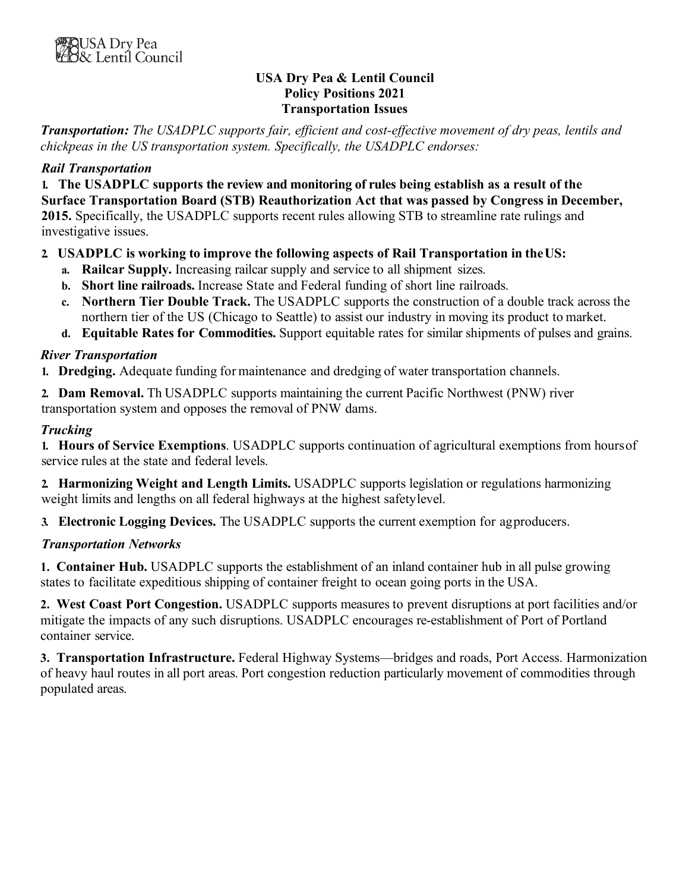USA Dry Pea & Lentil Council

**USA Dry Pea & Lentil Council**
**Policy Positions 2021**
**Transportation Issues**

***Transportation:*** *The USADPLC supports fair, efficient and cost-effective movement of dry peas, lentils and chickpeas in the US transportation system. Specifically, the USADPLC endorses:*

### *Rail Transportation*

1. **The USADPLC supports the review and monitoring of rules being establish as a result of the Surface Transportation Board (STB) Reauthorization Act that was passed by Congress in December, 2015.** Specifically, the USADPLC supports recent rules allowing STB to streamline rate rulings and investigative issues.

2. **USADPLC is working to improve the following aspects of Rail Transportation in the US:**
   a. **Railcar Supply.** Increasing railcar supply and service to all shipment sizes.
   b. **Short line railroads.** Increase State and Federal funding of short line railroads.
   c. **Northern Tier Double Track.** The USADPLC supports the construction of a double track across the northern tier of the US (Chicago to Seattle) to assist our industry in moving its product to market.
   d. **Equitable Rates for Commodities.** Support equitable rates for similar shipments of pulses and grains.

### *River Transportation*

1. **Dredging.** Adequate funding for maintenance and dredging of water transportation channels.

2. **Dam Removal.** Th USADPLC supports maintaining the current Pacific Northwest (PNW) river transportation system and opposes the removal of PNW dams.

### *Trucking*

1. **Hours of Service Exemptions**. USADPLC supports continuation of agricultural exemptions from hours of service rules at the state and federal levels.

2. **Harmonizing Weight and Length Limits.** USADPLC supports legislation or regulations harmonizing weight limits and lengths on all federal highways at the highest safety level.

3. **Electronic Logging Devices.** The USADPLC supports the current exemption for ag producers.

### *Transportation Networks*

1. **Container Hub.** USADPLC supports the establishment of an inland container hub in all pulse growing states to facilitate expeditious shipping of container freight to ocean going ports in the USA.

2. **West Coast Port Congestion.** USADPLC supports measures to prevent disruptions at port facilities and/or mitigate the impacts of any such disruptions. USADPLC encourages re-establishment of Port of Portland container service.

3. **Transportation Infrastructure.** Federal Highway Systems—bridges and roads, Port Access. Harmonization of heavy haul routes in all port areas. Port congestion reduction particularly movement of commodities through populated areas.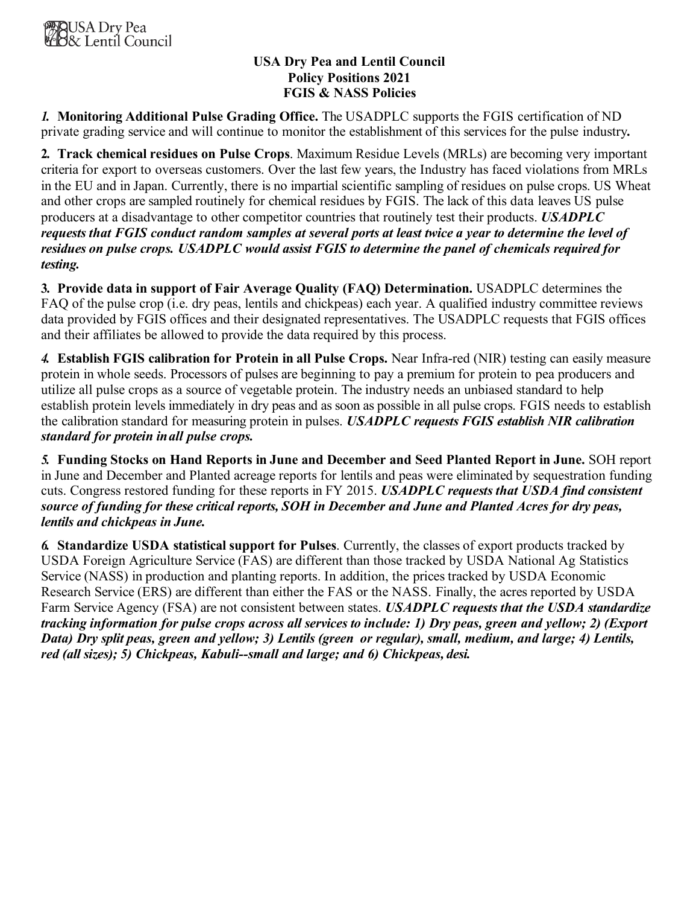USA Dry Pea & Lentil Council

**USA Dry Pea and Lentil Council**
**Policy Positions 2021**
**FGIS & NASS Policies**

***1.*** **Monitoring Additional Pulse Grading Office.** The USADPLC supports the FGIS certification of ND private grading service and will continue to monitor the establishment of this services for the pulse industry**.**

**2. Track chemical residues on Pulse Crops**. Maximum Residue Levels (MRLs) are becoming very important criteria for export to overseas customers. Over the last few years, the Industry has faced violations from MRLs in the EU and in Japan. Currently, there is no impartial scientific sampling of residues on pulse crops. US Wheat and other crops are sampled routinely for chemical residues by FGIS. The lack of this data leaves US pulse producers at a disadvantage to other competitor countries that routinely test their products. ***USADPLC requests that FGIS conduct random samples at several ports at least twice a year to determine the level of residues on pulse crops. USADPLC would assist FGIS to determine the panel of chemicals required for testing.***

**3. Provide data in support of Fair Average Quality (FAQ) Determination.** USADPLC determines the FAQ of the pulse crop (i.e. dry peas, lentils and chickpeas) each year. A qualified industry committee reviews data provided by FGIS offices and their designated representatives. The USADPLC requests that FGIS offices and their affiliates be allowed to provide the data required by this process.

***4.*** **Establish FGIS calibration for Protein in all Pulse Crops.** Near Infra-red (NIR) testing can easily measure protein in whole seeds. Processors of pulses are beginning to pay a premium for protein to pea producers and utilize all pulse crops as a source of vegetable protein. The industry needs an unbiased standard to help establish protein levels immediately in dry peas and as soon as possible in all pulse crops. FGIS needs to establish the calibration standard for measuring protein in pulses. ***USADPLC requests FGIS establish NIR calibration standard for protein in all pulse crops.***

***5.*** **Funding Stocks on Hand Reports in June and December and Seed Planted Report in June.** SOH report in June and December and Planted acreage reports for lentils and peas were eliminated by sequestration funding cuts. Congress restored funding for these reports in FY 2015. ***USADPLC requests that USDA find consistent source of funding for these critical reports, SOH in December and June and Planted Acres for dry peas, lentils and chickpeas in June.***

***6.*** **Standardize USDA statistical support for Pulses**. Currently, the classes of export products tracked by USDA Foreign Agriculture Service (FAS) are different than those tracked by USDA National Ag Statistics Service (NASS) in production and planting reports. In addition, the prices tracked by USDA Economic Research Service (ERS) are different than either the FAS or the NASS. Finally, the acres reported by USDA Farm Service Agency (FSA) are not consistent between states. ***USADPLC requests that the USDA standardize tracking information for pulse crops across all services to include: 1) Dry peas, green and yellow; 2) (Export Data) Dry split peas, green and yellow; 3) Lentils (green or regular), small, medium, and large; 4) Lentils, red (all sizes); 5) Chickpeas, Kabuli--small and large; and 6) Chickpeas, desi.***